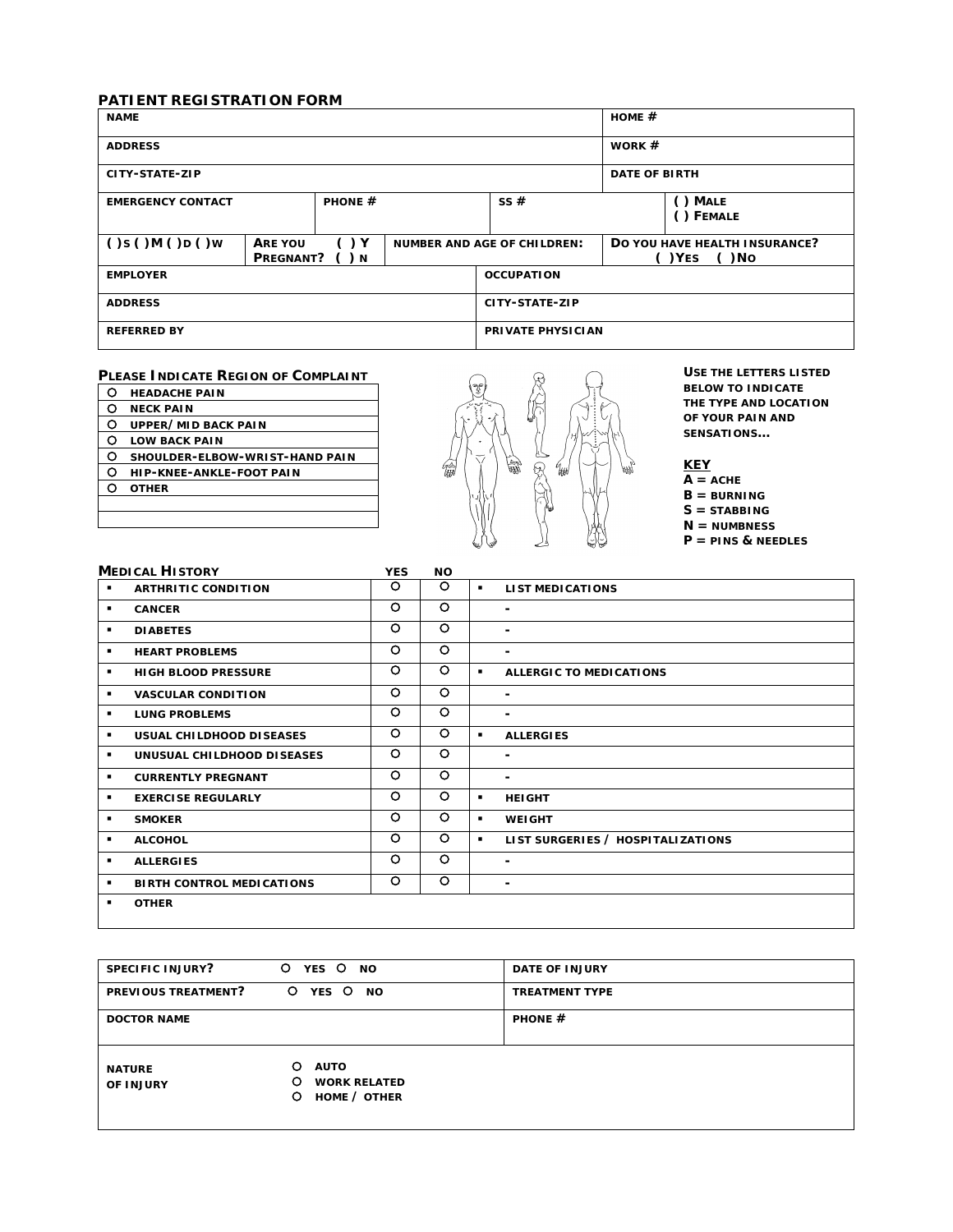## PATIENT REGISTRATION FORM

| NAME | | | | HOME # |
|---|---|---|---|---|
| ADDRESS | | | | WORK # |
| CITY-STATE-ZIP | | | | DATE OF BIRTH |
| EMERGENCY CONTACT | PHONE # | SS # | | ( ) MALE<br>( ) FEMALE |
| ( )S ( )M ( )D ( )W | ARE YOU PREGNANT? ( ) Y ( ) N | NUMBER AND AGE OF CHILDREN: | | DO YOU HAVE HEALTH INSURANCE?<br>( )YES ( )NO |
| EMPLOYER | | OCCUPATION | | |
| ADDRESS | | CITY-STATE-ZIP | | |
| REFERRED BY | | PRIVATE PHYSICIAN | | |

**PLEASE INDICATE REGION OF COMPLAINT**

| |
|---|
| O HEADACHE PAIN |
| O NECK PAIN |
| O UPPER/MID BACK PAIN |
| O LOW BACK PAIN |
| O SHOULDER-ELBOW-WRIST-HAND PAIN |
| O HIP-KNEE-ANKLE-FOOT PAIN |
| O OTHER |
| |
| |

**USE THE LETTERS LISTED BELOW TO INDICATE THE TYPE AND LOCATION OF YOUR PAIN AND SENSATIONS...**

**KEY**
- A = ACHE
- B = BURNING
- S = STABBING
- N = NUMBNESS
- P = PINS & NEEDLES

**MEDICAL HISTORY**

| | YES | NO | |
|---|---|---|---|
| ▪ ARTHRITIC CONDITION | O | O | ▪ LIST MEDICATIONS |
| ▪ CANCER | O | O | - |
| ▪ DIABETES | O | O | - |
| ▪ HEART PROBLEMS | O | O | - |
| ▪ HIGH BLOOD PRESSURE | O | O | ▪ ALLERGIC TO MEDICATIONS |
| ▪ VASCULAR CONDITION | O | O | - |
| ▪ LUNG PROBLEMS | O | O | - |
| ▪ USUAL CHILDHOOD DISEASES | O | O | ▪ ALLERGIES |
| ▪ UNUSUAL CHILDHOOD DISEASES | O | O | - |
| ▪ CURRENTLY PREGNANT | O | O | - |
| ▪ EXERCISE REGULARLY | O | O | ▪ HEIGHT |
| ▪ SMOKER | O | O | ▪ WEIGHT |
| ▪ ALCOHOL | O | O | ▪ LIST SURGERIES / HOSPITALIZATIONS |
| ▪ ALLERGIES | O | O | - |
| ▪ BIRTH CONTROL MEDICATIONS | O | O | - |
| ▪ OTHER | | | |

| | | |
|---|---|---|
| SPECIFIC INJURY? | O YES O NO | DATE OF INJURY |
| PREVIOUS TREATMENT? | O YES O NO | TREATMENT TYPE |
| DOCTOR NAME | | PHONE # |
| NATURE OF INJURY | O AUTO<br>O WORK RELATED<br>O HOME / OTHER | |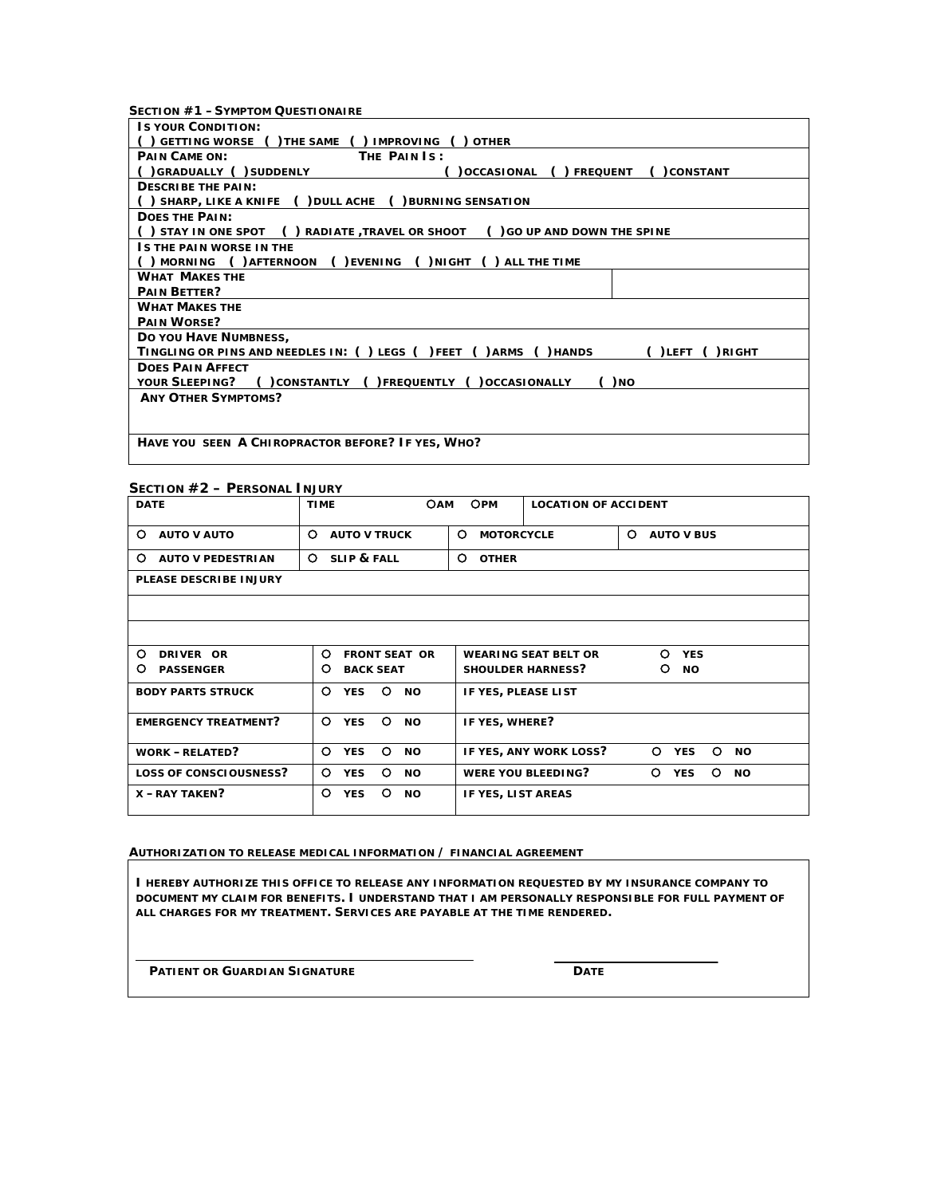**SECTION #1 – SYMPTOM QUESTIONAIRE**

| |
|---|
| **IS YOUR CONDITION:**<br>( ) GETTING WORSE ( ) THE SAME ( ) IMPROVING ( ) OTHER |
| **PAIN CAME ON:** **THE PAIN IS:**<br>( ) GRADUALLY ( ) SUDDENLY ( ) OCCASIONAL ( ) FREQUENT ( ) CONSTANT |
| **DESCRIBE THE PAIN:**<br>( ) SHARP, LIKE A KNIFE ( ) DULL ACHE ( ) BURNING SENSATION |
| **DOES THE PAIN:**<br>( ) STAY IN ONE SPOT ( ) RADIATE ,TRAVEL OR SHOOT ( ) GO UP AND DOWN THE SPINE |
| **IS THE PAIN WORSE IN THE**<br>( ) MORNING ( ) AFTERNOON ( ) EVENING ( ) NIGHT ( ) ALL THE TIME |
| **WHAT MAKES THE PAIN BETTER?** |
| **WHAT MAKES THE PAIN WORSE?** |
| **DO YOU HAVE NUMBNESS, TINGLING OR PINS AND NEEDLES IN:** ( ) LEGS ( ) FEET ( ) ARMS ( ) HANDS ( ) LEFT ( ) RIGHT |
| **DOES PAIN AFFECT YOUR SLEEPING?** ( ) CONSTANTLY ( ) FREQUENTLY ( ) OCCASIONALLY ( ) NO |
| **ANY OTHER SYMPTOMS?** |
| **HAVE YOU SEEN A CHIROPRACTOR BEFORE? IF YES, WHO?** |

**SECTION #2 – PERSONAL INJURY**

| | | | |
|---|---|---|---|
| DATE | TIME ○AM ○PM | LOCATION OF ACCIDENT | |
| ○ AUTO V AUTO | ○ AUTO V TRUCK | ○ MOTORCYCLE | ○ AUTO V BUS |
| ○ AUTO V PEDESTRIAN | ○ SLIP & FALL | ○ OTHER | |
| PLEASE DESCRIBE INJURY | | | |
| | | | |
| | | | |
| ○ DRIVER OR<br>○ PASSENGER | ○ FRONT SEAT OR<br>○ BACK SEAT | WEARING SEAT BELT OR SHOULDER HARNESS? | ○ YES<br>○ NO |
| BODY PARTS STRUCK | ○ YES ○ NO | IF YES, PLEASE LIST | |
| EMERGENCY TREATMENT? | ○ YES ○ NO | IF YES, WHERE? | |
| WORK – RELATED? | ○ YES ○ NO | IF YES, ANY WORK LOSS? | ○ YES ○ NO |
| LOSS OF CONSCIOUSNESS? | ○ YES ○ NO | WERE YOU BLEEDING? | ○ YES ○ NO |
| X – RAY TAKEN? | ○ YES ○ NO | IF YES, LIST AREAS | |

**AUTHORIZATION TO RELEASE MEDICAL INFORMATION / FINANCIAL AGREEMENT**

**I HEREBY AUTHORIZE THIS OFFICE TO RELEASE ANY INFORMATION REQUESTED BY MY INSURANCE COMPANY TO DOCUMENT MY CLAIM FOR BENEFITS. I UNDERSTAND THAT I AM PERSONALLY RESPONSIBLE FOR FULL PAYMENT OF ALL CHARGES FOR MY TREATMENT. SERVICES ARE PAYABLE AT THE TIME RENDERED.**

_______________________________ _______________

**PATIENT OR GUARDIAN SIGNATURE** **DATE**